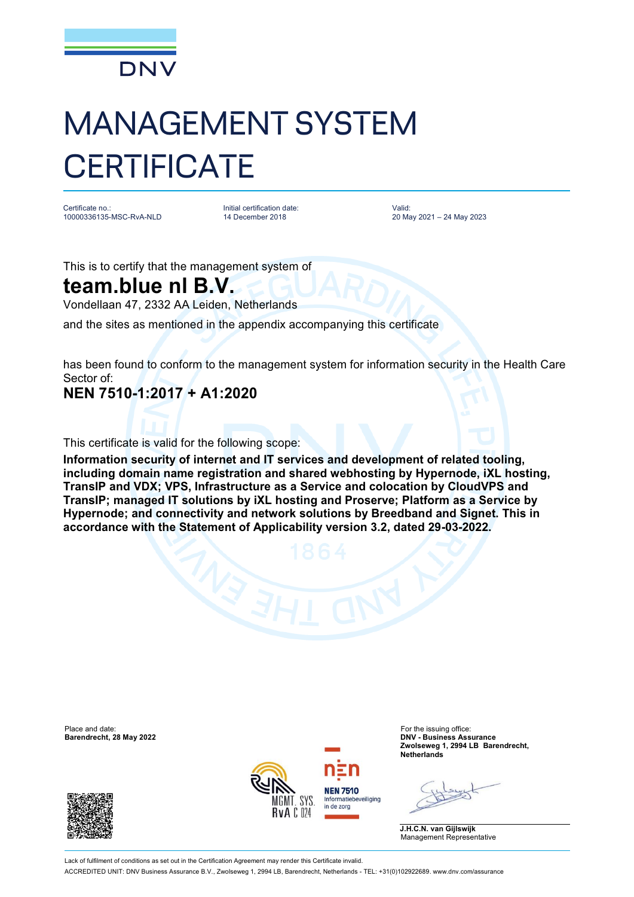DNV

# MANAGEMENT SYSTEM CERTIFICATE

Certificate no.:
10000336135-MSC-RvA-NLD

Initial certification date:
14 December 2018

Valid:
20 May 2021 – 24 May 2023

This is to certify that the management system of

## team.blue nl B.V.

Vondellaan 47, 2332 AA Leiden, Netherlands

and the sites as mentioned in the appendix accompanying this certificate

has been found to conform to the management system for information security in the Health Care Sector of:

**NEN 7510-1:2017 + A1:2020**

This certificate is valid for the following scope:

**Information security of internet and IT services and development of related tooling, including domain name registration and shared webhosting by Hypernode, iXL hosting, TransIP and VDX; VPS, Infrastructure as a Service and colocation by CloudVPS and TransIP; managed IT solutions by iXL hosting and Proserve; Platform as a Service by Hypernode; and connectivity and network solutions by Breedband and Signet. This in accordance with the Statement of Applicability version 3.2, dated 29-03-2022.**

Place and date:
**Barendrecht, 28 May 2022**

For the issuing office:
**DNV - Business Assurance**
**Zwolseweg 1, 2994 LB Barendrecht, Netherlands**

**J.H.C.N. van Gijlswijk**
Management Representative

RvA MGMT. SYS. RvA C 024

NEN 7510 Informatiebeveiliging in de zorg

Lack of fulfilment of conditions as set out in the Certification Agreement may render this Certificate invalid.

ACCREDITED UNIT: DNV Business Assurance B.V., Zwolseweg 1, 2994 LB, Barendrecht, Netherlands - TEL: +31(0)102922689. www.dnv.com/assurance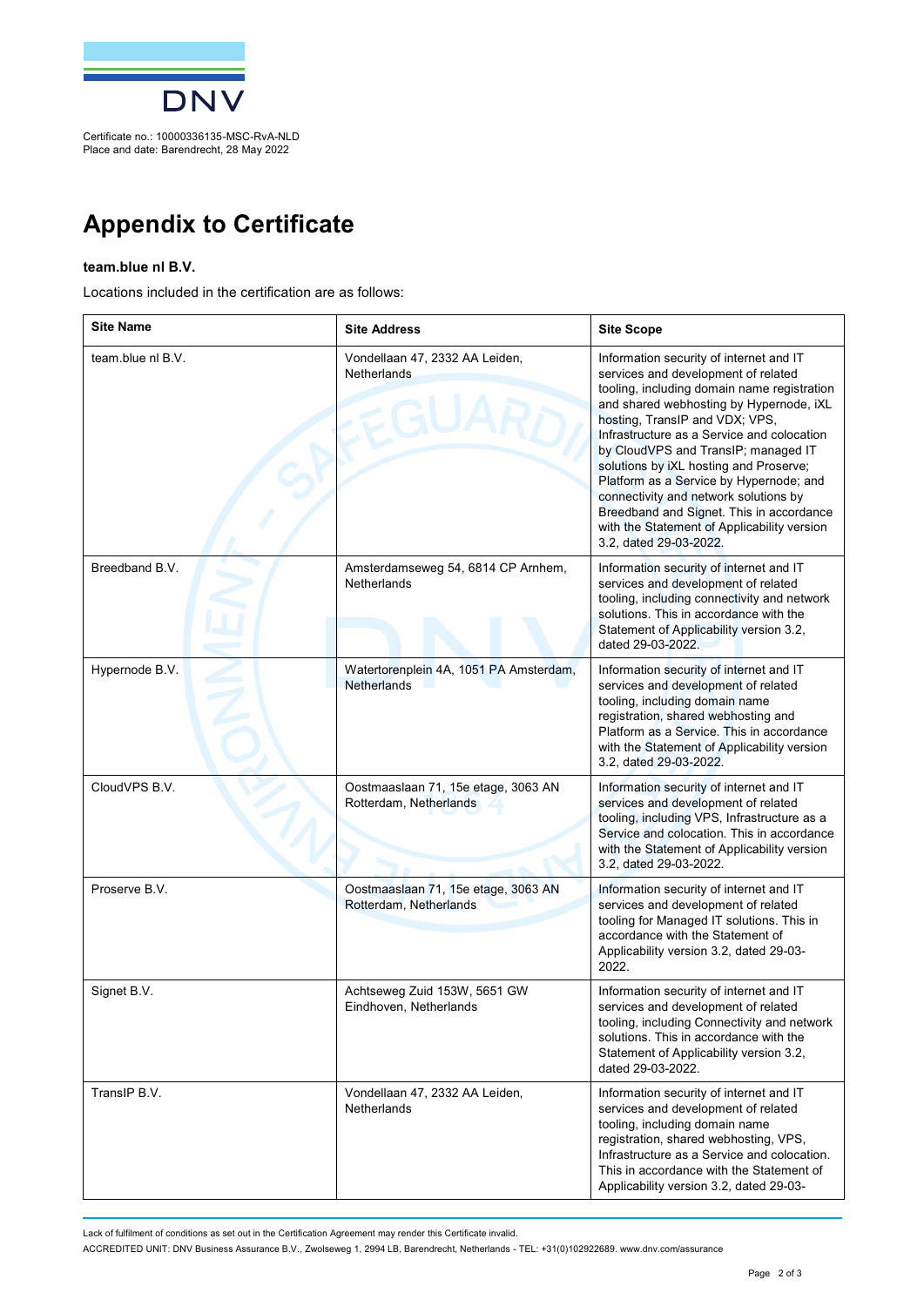Certificate no.: 10000336135-MSC-RvA-NLD
Place and date: Barendrecht, 28 May 2022

# Appendix to Certificate

**team.blue nl B.V.**

Locations included in the certification are as follows:

| Site Name | Site Address | Site Scope |
|---|---|---|
| team.blue nl B.V. | Vondellaan 47, 2332 AA Leiden, Netherlands | Information security of internet and IT services and development of related tooling, including domain name registration and shared webhosting by Hypernode, iXL hosting, TransIP and VDX; VPS, Infrastructure as a Service and colocation by CloudVPS and TransIP; managed IT solutions by iXL hosting and Proserve; Platform as a Service by Hypernode; and connectivity and network solutions by Breedband and Signet. This in accordance with the Statement of Applicability version 3.2, dated 29-03-2022. |
| Breedband B.V. | Amsterdamseweg 54, 6814 CP Arnhem, Netherlands | Information security of internet and IT services and development of related tooling, including connectivity and network solutions. This in accordance with the Statement of Applicability version 3.2, dated 29-03-2022. |
| Hypernode B.V. | Watertorenplein 4A, 1051 PA Amsterdam, Netherlands | Information security of internet and IT services and development of related tooling, including domain name registration, shared webhosting and Platform as a Service. This in accordance with the Statement of Applicability version 3.2, dated 29-03-2022. |
| CloudVPS B.V. | Oostmaaslaan 71, 15e etage, 3063 AN Rotterdam, Netherlands | Information security of internet and IT services and development of related tooling, including VPS, Infrastructure as a Service and colocation. This in accordance with the Statement of Applicability version 3.2, dated 29-03-2022. |
| Proserve B.V. | Oostmaaslaan 71, 15e etage, 3063 AN Rotterdam, Netherlands | Information security of internet and IT services and development of related tooling for Managed IT solutions. This in accordance with the Statement of Applicability version 3.2, dated 29-03-2022. |
| Signet B.V. | Achtseweg Zuid 153W, 5651 GW Eindhoven, Netherlands | Information security of internet and IT services and development of related tooling, including Connectivity and network solutions. This in accordance with the Statement of Applicability version 3.2, dated 29-03-2022. |
| TransIP B.V. | Vondellaan 47, 2332 AA Leiden, Netherlands | Information security of internet and IT services and development of related tooling, including domain name registration, shared webhosting, VPS, Infrastructure as a Service and colocation. This in accordance with the Statement of Applicability version 3.2, dated 29-03- |

Lack of fulfilment of conditions as set out in the Certification Agreement may render this Certificate invalid.

ACCREDITED UNIT: DNV Business Assurance B.V., Zwolseweg 1, 2994 LB, Barendrecht, Netherlands - TEL: +31(0)102922689. www.dnv.com/assurance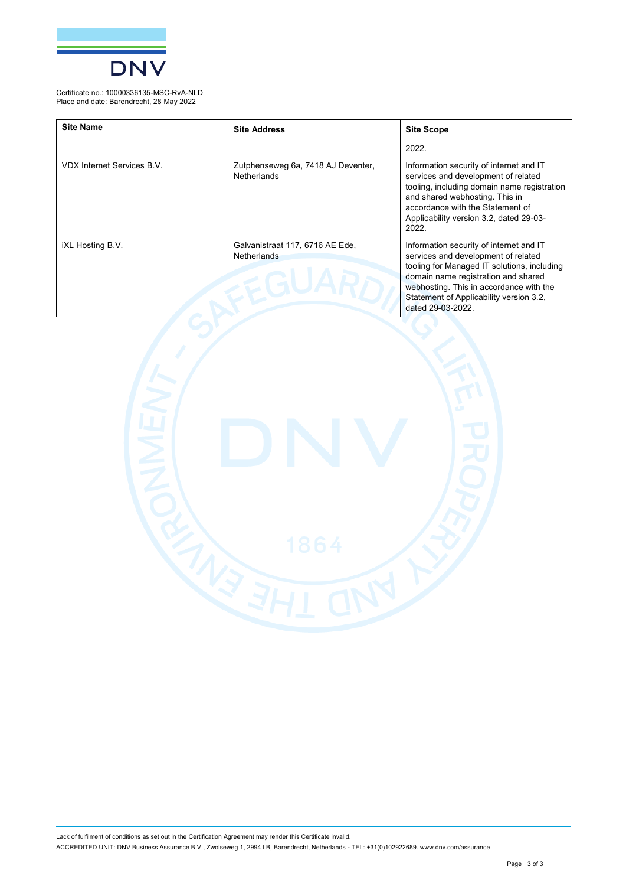Certificate no.: 10000336135-MSC-RvA-NLD
Place and date: Barendrecht, 28 May 2022

| Site Name | Site Address | Site Scope |
|---|---|---|
| | | 2022. |
| VDX Internet Services B.V. | Zutphenseweg 6a, 7418 AJ Deventer, Netherlands | Information security of internet and IT services and development of related tooling, including domain name registration and shared webhosting. This in accordance with the Statement of Applicability version 3.2, dated 29-03-2022. |
| iXL Hosting B.V. | Galvanistraat 117, 6716 AE Ede, Netherlands | Information security of internet and IT services and development of related tooling for Managed IT solutions, including domain name registration and shared webhosting. This in accordance with the Statement of Applicability version 3.2, dated 29-03-2022. |

Lack of fulfilment of conditions as set out in the Certification Agreement may render this Certificate invalid.

ACCREDITED UNIT: DNV Business Assurance B.V., Zwolseweg 1, 2994 LB, Barendrecht, Netherlands - TEL: +31(0)102922689. www.dnv.com/assurance